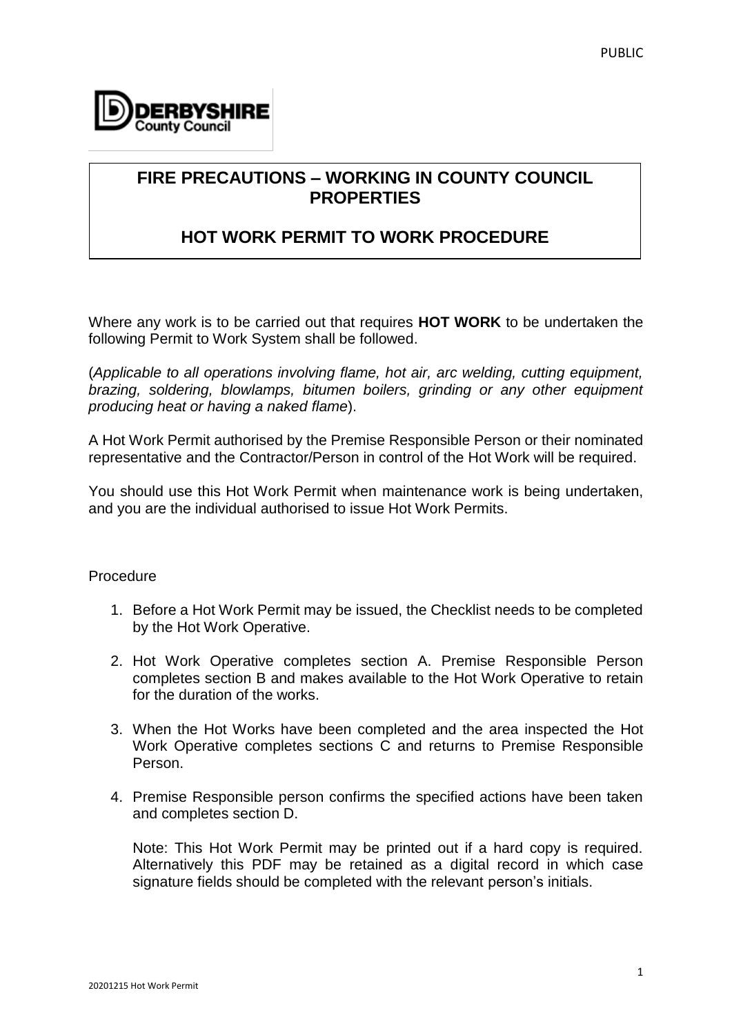# FIRE PRECAUTIONS – WORKING IN COUNTY COUNCIL PROPERTIES

## HOT WORK PERMIT TO WORK PROCEDURE

Where any work is to be carried out that requires **HOT WORK** to be undertaken the following Permit to Work System shall be followed.

(*Applicable to all operations involving flame, hot air, arc welding, cutting equipment, brazing, soldering, blowlamps, bitumen boilers, grinding or any other equipment producing heat or having a naked flame*).

A Hot Work Permit authorised by the Premise Responsible Person or their nominated representative and the Contractor/Person in control of the Hot Work will be required.

You should use this Hot Work Permit when maintenance work is being undertaken, and you are the individual authorised to issue Hot Work Permits.

Procedure

1. Before a Hot Work Permit may be issued, the Checklist needs to be completed by the Hot Work Operative.
2. Hot Work Operative completes section A. Premise Responsible Person completes section B and makes available to the Hot Work Operative to retain for the duration of the works.
3. When the Hot Works have been completed and the area inspected the Hot Work Operative completes sections C and returns to Premise Responsible Person.
4. Premise Responsible person confirms the specified actions have been taken and completes section D.

   Note: This Hot Work Permit may be printed out if a hard copy is required. Alternatively this PDF may be retained as a digital record in which case signature fields should be completed with the relevant person's initials.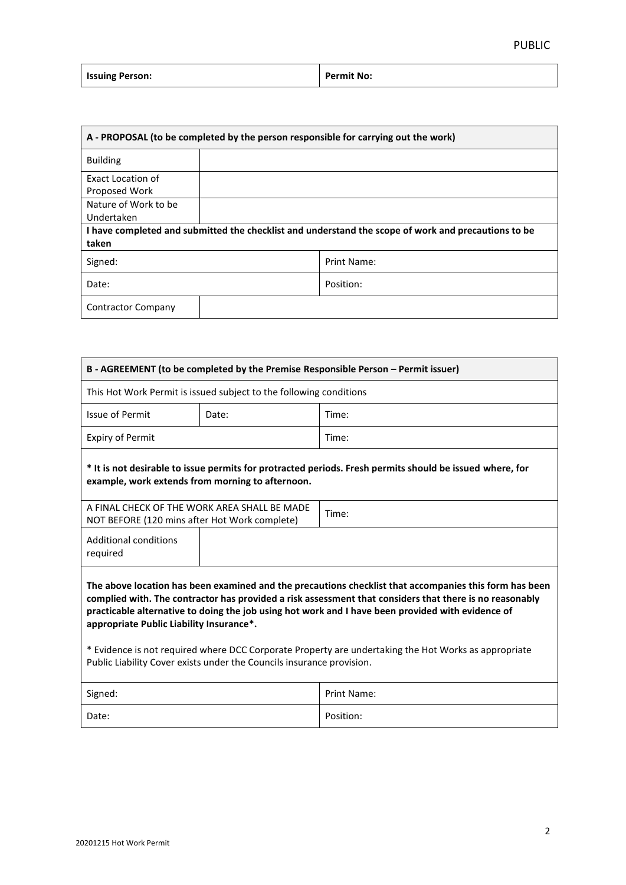| Issuing Person: | Permit No: |
|---|---|

| A - PROPOSAL (to be completed by the person responsible for carrying out the work) | | |
|---|---|---|
| Building | | |
| Exact Location of Proposed Work | | |
| Nature of Work to be Undertaken | | |
| **I have completed and submitted the checklist and understand the scope of work and precautions to be taken** | | |
| Signed: | | Print Name: |
| Date: | | Position: |
| Contractor Company | | |

| B - AGREEMENT (to be completed by the Premise Responsible Person – Permit issuer) | | |
|---|---|---|
| This Hot Work Permit is issued subject to the following conditions | | |
| Issue of Permit | Date: | Time: |
| Expiry of Permit | | Time: |
| **\* It is not desirable to issue permits for protracted periods. Fresh permits should be issued where, for example, work extends from morning to afternoon.** | | |
| A FINAL CHECK OF THE WORK AREA SHALL BE MADE NOT BEFORE (120 mins after Hot Work complete) | | Time: |
| Additional conditions required | | |
| **The above location has been examined and the precautions checklist that accompanies this form has been complied with. The contractor has provided a risk assessment that considers that there is no reasonably practicable alternative to doing the job using hot work and I have been provided with evidence of appropriate Public Liability Insurance\*.** <br><br> \* Evidence is not required where DCC Corporate Property are undertaking the Hot Works as appropriate Public Liability Cover exists under the Councils insurance provision. | | |
| Signed: | | Print Name: |
| Date: | | Position: |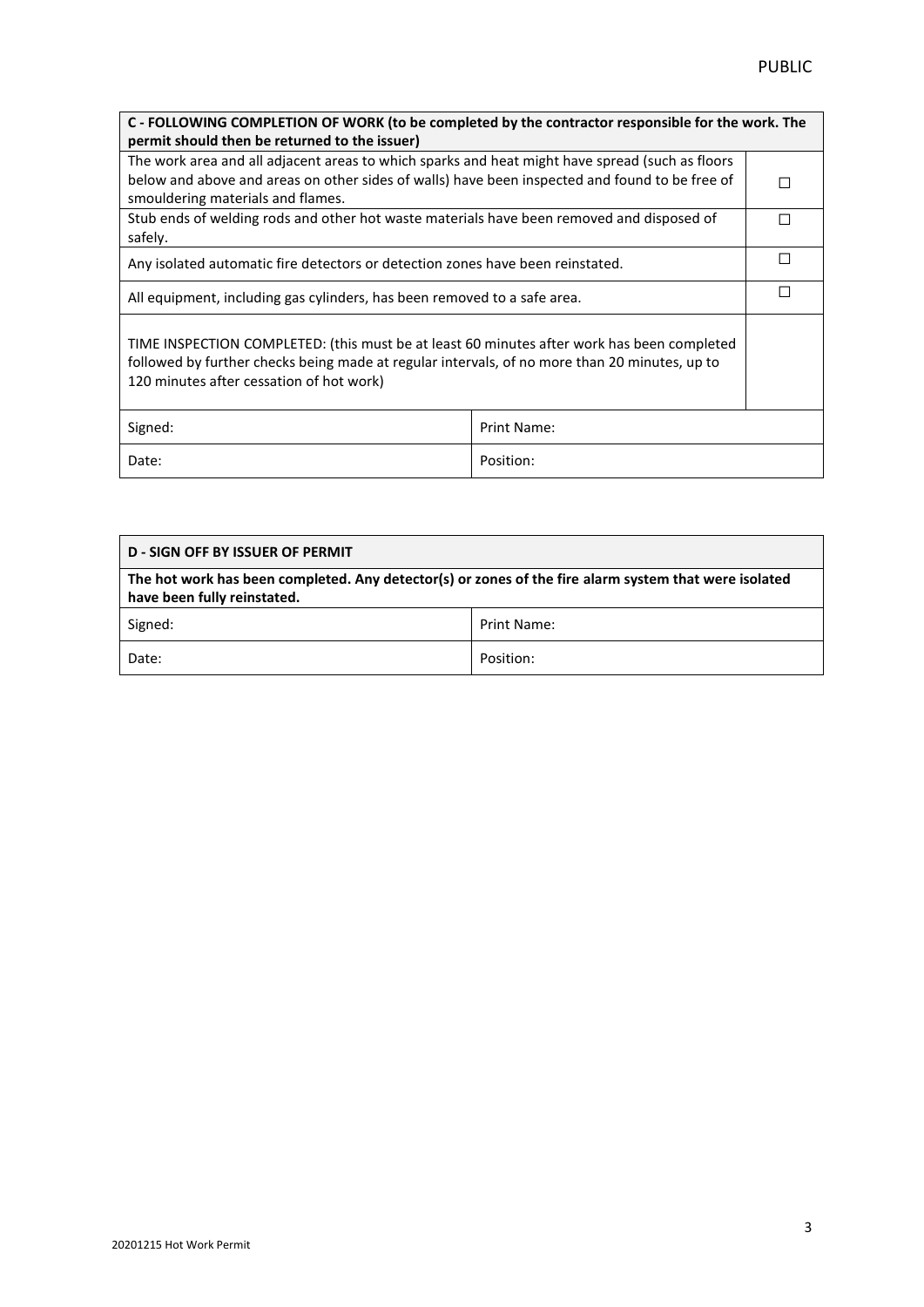| **C - FOLLOWING COMPLETION OF WORK (to be completed by the contractor responsible for the work. The permit should then be returned to the issuer)** | | |
|---|---|---|
| The work area and all adjacent areas to which sparks and heat might have spread (such as floors below and above and areas on other sides of walls) have been inspected and found to be free of smouldering materials and flames. | | ☐ |
| Stub ends of welding rods and other hot waste materials have been removed and disposed of safely. | | ☐ |
| Any isolated automatic fire detectors or detection zones have been reinstated. | | ☐ |
| All equipment, including gas cylinders, has been removed to a safe area. | | ☐ |
| TIME INSPECTION COMPLETED: (this must be at least 60 minutes after work has been completed followed by further checks being made at regular intervals, of no more than 20 minutes, up to 120 minutes after cessation of hot work) | | |
| Signed: | Print Name: | |
| Date: | Position: | |

| **D - SIGN OFF BY ISSUER OF PERMIT** | |
|---|---|
| **The hot work has been completed. Any detector(s) or zones of the fire alarm system that were isolated have been fully reinstated.** | |
| Signed: | Print Name: |
| Date: | Position: |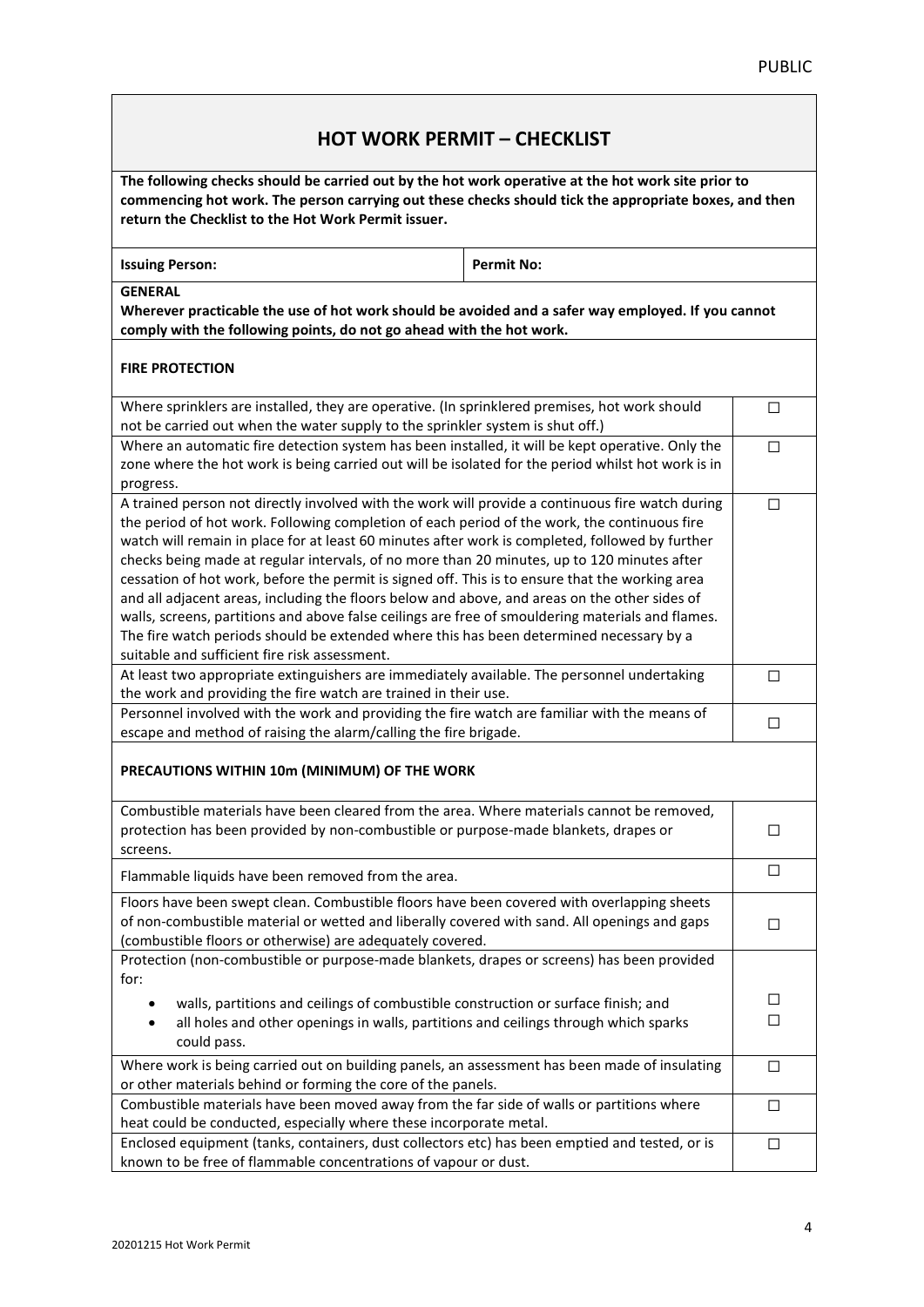# HOT WORK PERMIT – CHECKLIST

**The following checks should be carried out by the hot work operative at the hot work site prior to commencing hot work. The person carrying out these checks should tick the appropriate boxes, and then return the Checklist to the Hot Work Permit issuer.**

| **Issuing Person:** | **Permit No:** |
|---|---|

**GENERAL**

**Wherever practicable the use of hot work should be avoided and a safer way employed. If you cannot comply with the following points, do not go ahead with the hot work.**

## FIRE PROTECTION

| | |
|---|---|
| Where sprinklers are installed, they are operative. (In sprinklered premises, hot work should not be carried out when the water supply to the sprinkler system is shut off.) | ☐ |
| Where an automatic fire detection system has been installed, it will be kept operative. Only the zone where the hot work is being carried out will be isolated for the period whilst hot work is in progress. | ☐ |
| A trained person not directly involved with the work will provide a continuous fire watch during the period of hot work. Following completion of each period of the work, the continuous fire watch will remain in place for at least 60 minutes after work is completed, followed by further checks being made at regular intervals, of no more than 20 minutes, up to 120 minutes after cessation of hot work, before the permit is signed off. This is to ensure that the working area and all adjacent areas, including the floors below and above, and areas on the other sides of walls, screens, partitions and above false ceilings are free of smouldering materials and flames. The fire watch periods should be extended where this has been determined necessary by a suitable and sufficient fire risk assessment. | ☐ |
| At least two appropriate extinguishers are immediately available. The personnel undertaking the work and providing the fire watch are trained in their use. | ☐ |
| Personnel involved with the work and providing the fire watch are familiar with the means of escape and method of raising the alarm/calling the fire brigade. | ☐ |

## PRECAUTIONS WITHIN 10m (MINIMUM) OF THE WORK

| | |
|---|---|
| Combustible materials have been cleared from the area. Where materials cannot be removed, protection has been provided by non-combustible or purpose-made blankets, drapes or screens. | ☐ |
| Flammable liquids have been removed from the area. | ☐ |
| Floors have been swept clean. Combustible floors have been covered with overlapping sheets of non-combustible material or wetted and liberally covered with sand. All openings and gaps (combustible floors or otherwise) are adequately covered. | ☐ |
| Protection (non-combustible or purpose-made blankets, drapes or screens) has been provided for:<br>• walls, partitions and ceilings of combustible construction or surface finish; and<br>• all holes and other openings in walls, partitions and ceilings through which sparks could pass. | ☐<br>☐ |
| Where work is being carried out on building panels, an assessment has been made of insulating or other materials behind or forming the core of the panels. | ☐ |
| Combustible materials have been moved away from the far side of walls or partitions where heat could be conducted, especially where these incorporate metal. | ☐ |
| Enclosed equipment (tanks, containers, dust collectors etc) has been emptied and tested, or is known to be free of flammable concentrations of vapour or dust. | ☐ |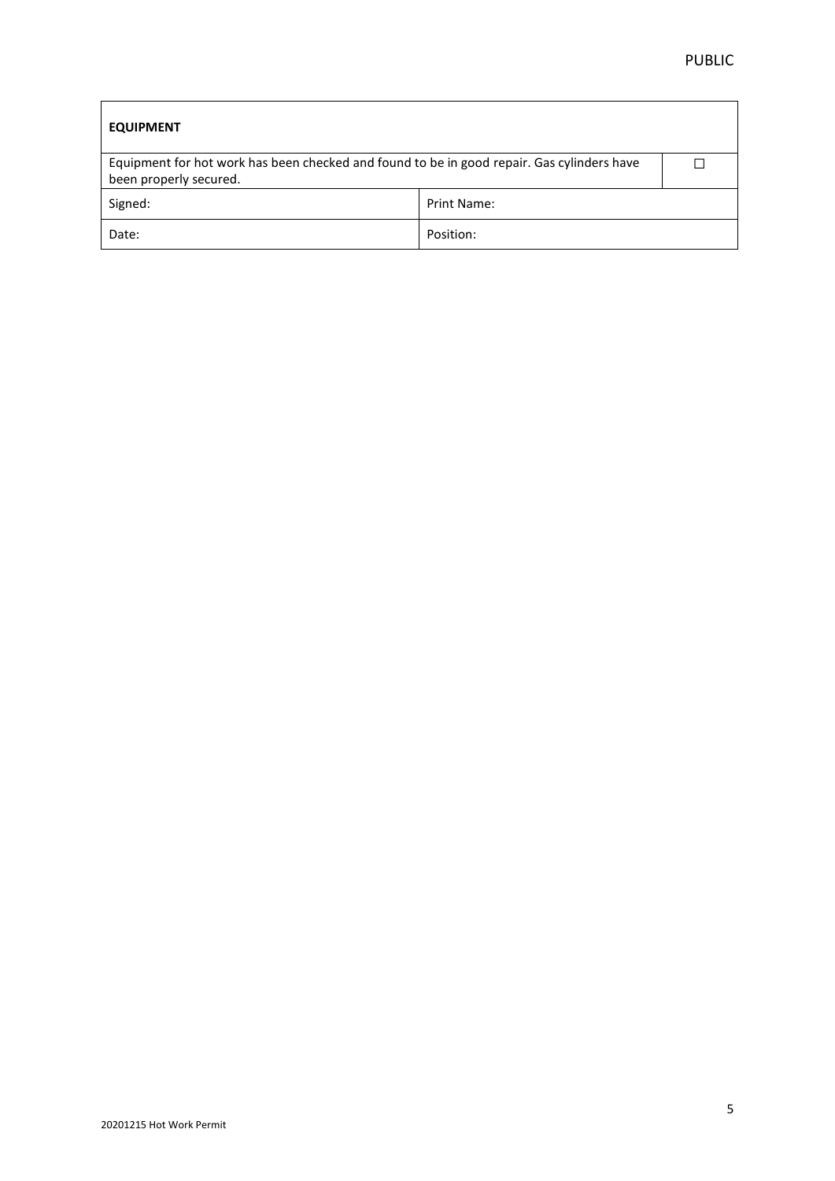| **EQUIPMENT** | | |
|---|---|---|
| Equipment for hot work has been checked and found to be in good repair. Gas cylinders have been properly secured. | | ☐ |
| Signed: | Print Name: | |
| Date: | Position: | |